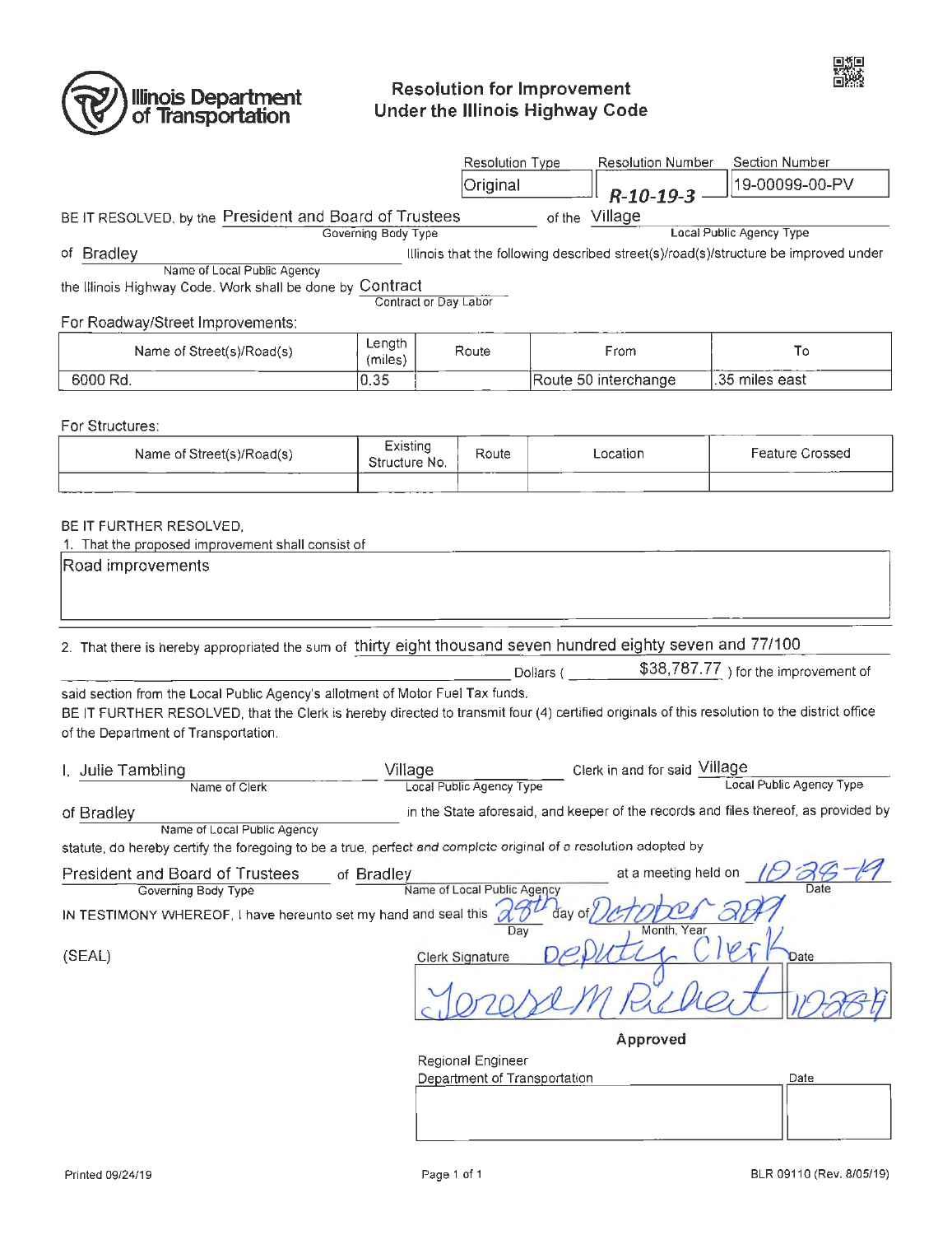**Illinois Department of Transportation**

# Resolution for Improvement Under the Illinois Highway Code

| Resolution Type | Resolution Number | Section Number |
|---|---|---|
| Original | R-10-19-3 | 19-00099-00-PV |

BE IT RESOLVED, by the President and Board of Trustees (Governing Body Type) of the Village (Local Public Agency Type) of Bradley (Name of Local Public Agency) Illinois that the following described street(s)/road(s)/structure be improved under the Illinois Highway Code. Work shall be done by Contract (Contract or Day Labor)

For Roadway/Street Improvements:

| Name of Street(s)/Road(s) | Length (miles) | Route | From | To |
|---|---|---|---|---|
| 6000 Rd. | 0.35 | | Route 50 interchange | .35 miles east |

For Structures:

| Name of Street(s)/Road(s) | Existing Structure No. | Route | Location | Feature Crossed |
|---|---|---|---|---|
| | | | | |

BE IT FURTHER RESOLVED,

1. That the proposed improvement shall consist of

Road improvements

2. That there is hereby appropriated the sum of thirty eight thousand seven hundred eighty seven and 77/100 Dollars ( $38,787.77 ) for the improvement of said section from the Local Public Agency's allotment of Motor Fuel Tax funds.

BE IT FURTHER RESOLVED, that the Clerk is hereby directed to transmit four (4) certified originals of this resolution to the district office of the Department of Transportation.

I, Julie Tambling (Name of Clerk) Village (Local Public Agency Type) Clerk in and for said Village (Local Public Agency Type) of Bradley (Name of Local Public Agency) in the State aforesaid, and keeper of the records and files thereof, as provided by statute, do hereby certify the foregoing to be a true, perfect and complete original of a resolution adopted by President and Board of Trustees (Governing Body Type) of Bradley (Name of Local Public Agency) at a meeting held on 10-28-19 (Date)

IN TESTIMONY WHEREOF, I have hereunto set my hand and seal this 28th (Day) day of October 2019 (Month, Year)

(SEAL)

Clerk Signature: Deputy Clerk

Teresa M Riehert — Date: 10-28-19

Approved

Regional Engineer
Department of Transportation — Date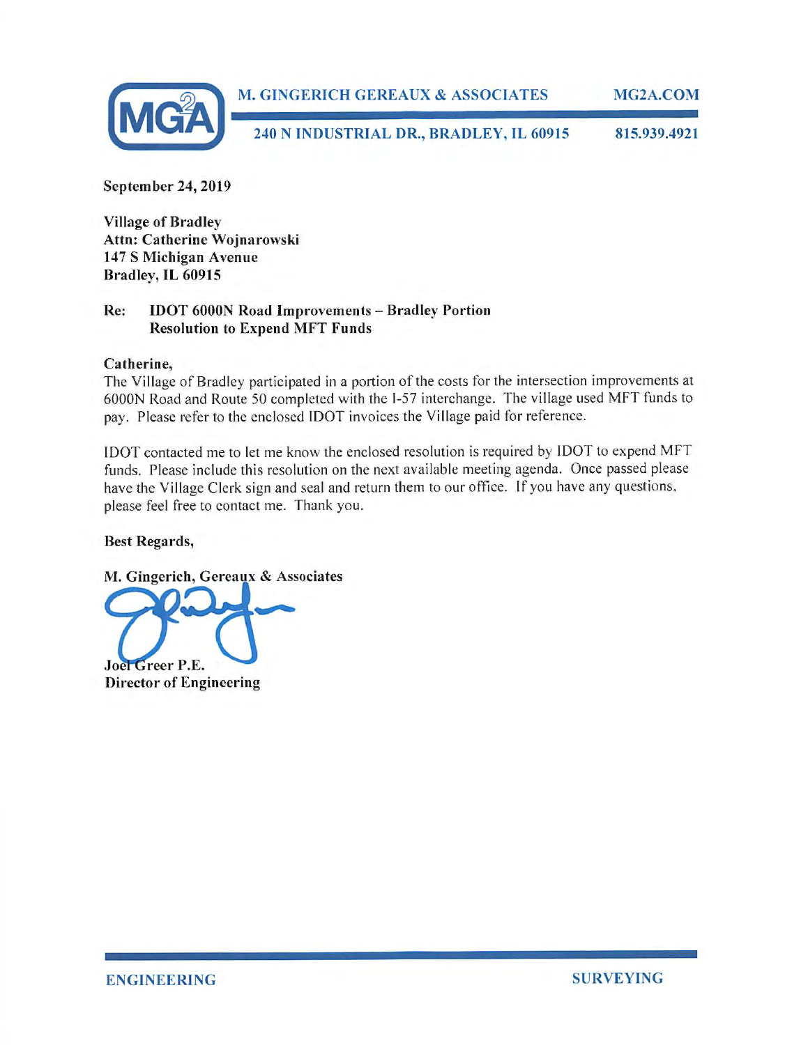**M. GINGERICH GEREAUX & ASSOCIATES** MG2A.COM

**240 N INDUSTRIAL DR., BRADLEY, IL 60915** 815.939.4921

**September 24, 2019**

**Village of Bradley**
**Attn: Catherine Wojnarowski**
**147 S Michigan Avenue**
**Bradley, IL 60915**

**Re: IDOT 6000N Road Improvements – Bradley Portion**
**Resolution to Expend MFT Funds**

**Catherine,**

The Village of Bradley participated in a portion of the costs for the intersection improvements at 6000N Road and Route 50 completed with the I-57 interchange. The village used MFT funds to pay. Please refer to the enclosed IDOT invoices the Village paid for reference.

IDOT contacted me to let me know the enclosed resolution is required by IDOT to expend MFT funds. Please include this resolution on the next available meeting agenda. Once passed please have the Village Clerk sign and seal and return them to our office. If you have any questions, please feel free to contact me. Thank you.

**Best Regards,**

**M. Gingerich, Gereaux & Associates**

**Joel Greer P.E.**
**Director of Engineering**

ENGINEERING SURVEYING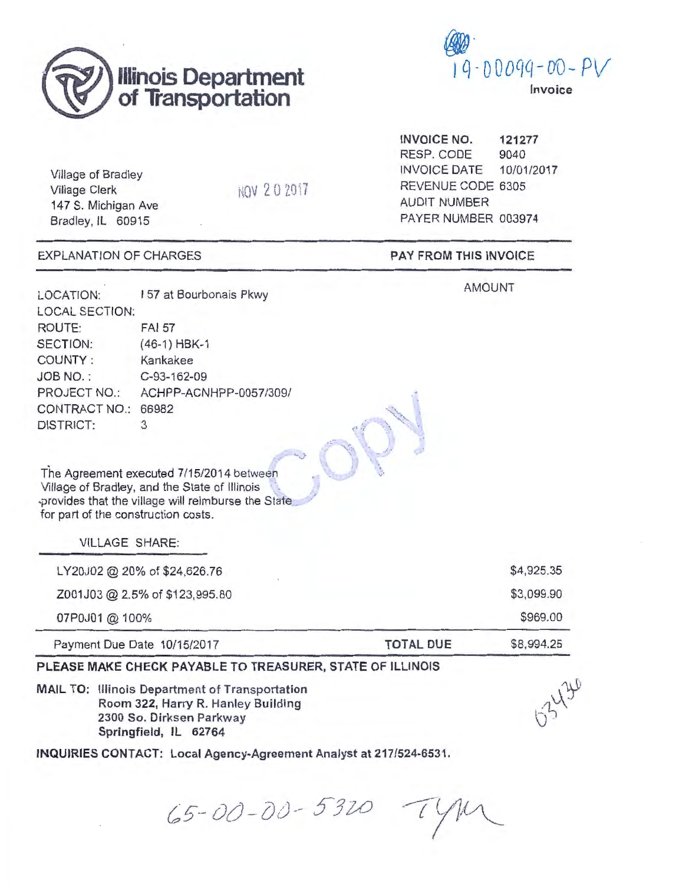# Illinois Department of Transportation

19-00099-00-PV

Invoice

Village of Bradley
Village Clerk
147 S. Michigan Ave
Bradley, IL 60915

NOV 20 2017

| | |
|---|---|
| INVOICE NO. | 121277 |
| RESP. CODE | 9040 |
| INVOICE DATE | 10/01/2017 |
| REVENUE CODE | 6305 |
| AUDIT NUMBER | |
| PAYER NUMBER | 003974 |

**EXPLANATION OF CHARGES** | **PAY FROM THIS INVOICE**

AMOUNT

| | |
|---|---|
| LOCATION: | I 57 at Bourbonais Pkwy |
| LOCAL SECTION: | |
| ROUTE: | FAI 57 |
| SECTION: | (46-1) HBK-1 |
| COUNTY : | Kankakee |
| JOB NO. : | C-93-162-09 |
| PROJECT NO.: | ACHPP-ACNHPP-0057/309/ |
| CONTRACT NO.: | 66982 |
| DISTRICT: | 3 |

Copy

The Agreement executed 7/15/2014 between Village of Bradley, and the State of Illinois provides that the village will reimburse the State for part of the construction costs.

VILLAGE SHARE:

| | | |
|---|---|---|
| LY20J02 @ 20% of $24,626.76 | | $4,925.35 |
| Z001J03 @ 2.5% of $123,995.80 | | $3,099.90 |
| 07P0J01 @ 100% | | $969.00 |
| Payment Due Date 10/15/2017 | **TOTAL DUE** | $8,994.25 |

**PLEASE MAKE CHECK PAYABLE TO TREASURER, STATE OF ILLINOIS**

**MAIL TO: Illinois Department of Transportation**
**Room 322, Harry R. Hanley Building**
**2300 So. Dirksen Parkway**
**Springfield, IL 62764**

63430

**INQUIRIES CONTACT: Local Agency-Agreement Analyst at 217/524-6531.**

65-00-00-5320 TYM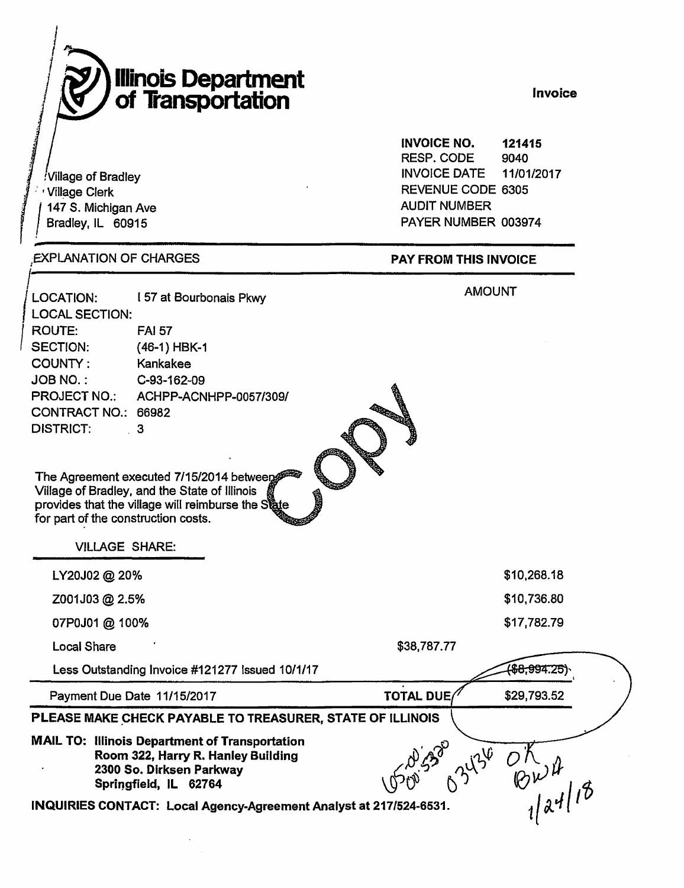# Illinois Department of Transportation

**Invoice**

Village of Bradley
Village Clerk
147 S. Michigan Ave
Bradley, IL 60915

| | |
|---|---|
| **INVOICE NO.** | **121415** |
| RESP. CODE | 9040 |
| INVOICE DATE | 11/01/2017 |
| REVENUE CODE | 6305 |
| AUDIT NUMBER | |
| PAYER NUMBER | 003974 |

**EXPLANATION OF CHARGES** — **PAY FROM THIS INVOICE**

AMOUNT

| | |
|---|---|
| LOCATION: | I 57 at Bourbonais Pkwy |
| LOCAL SECTION: | |
| ROUTE: | FAI 57 |
| SECTION: | (46-1) HBK-1 |
| COUNTY: | Kankakee |
| JOB NO.: | C-93-162-09 |
| PROJECT NO.: | ACHPP-ACNHPP-0057/309/ |
| CONTRACT NO.: | 66982 |
| DISTRICT: | 3 |

Copy

The Agreement executed 7/15/2014 between Village of Bradley, and the State of Illinois provides that the village will reimburse the State for part of the construction costs.

VILLAGE SHARE:

| | | |
|---|---|---|
| LY20J02 @ 20% | | $10,268.18 |
| Z001J03 @ 2.5% | | $10,736.80 |
| 07P0J01 @ 100% | | $17,782.79 |
| Local Share | $38,787.77 | |
| Less Outstanding Invoice #121277 Issued 10/1/17 | | ~~($8,994.25)~~ |
| Payment Due Date 11/15/2017 | **TOTAL DUE** | $29,793.52 |

**PLEASE MAKE CHECK PAYABLE TO TREASURER, STATE OF ILLINOIS**

**MAIL TO: Illinois Department of Transportation**
**Room 322, Harry R. Hanley Building**
**2300 So. Dirksen Parkway**
**Springfield, IL 62764**

05.00.5320 03436 OK BWA 1/24/18

**INQUIRIES CONTACT: Local Agency-Agreement Analyst at 217/524-6531.**